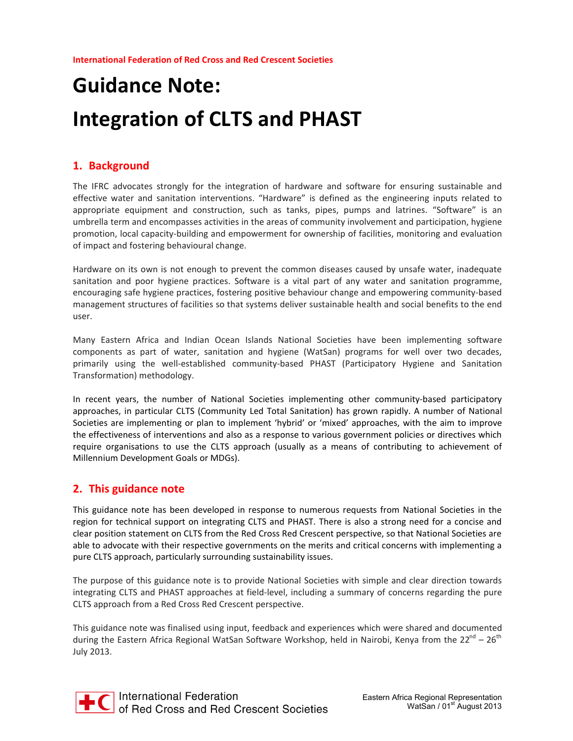International Federation of Red Cross and Red Crescent Societies

# Guidance Note: Integration of CLTS and PHAST

## 1. Background

The IFRC advocates strongly for the integration of hardware and software for ensuring sustainable and effective water and sanitation interventions. “Hardware” is defined as the engineering inputs related to appropriate equipment and construction, such as tanks, pipes, pumps and latrines. “Software” is an umbrella term and encompasses activities in the areas of community involvement and participation, hygiene promotion, local capacity-building and empowerment for ownership of facilities, monitoring and evaluation of impact and fostering behavioural change.

Hardware on its own is not enough to prevent the common diseases caused by unsafe water, inadequate sanitation and poor hygiene practices. Software is a vital part of any water and sanitation programme, encouraging safe hygiene practices, fostering positive behaviour change and empowering community-based management structures of facilities so that systems deliver sustainable health and social benefits to the end user.

Many Eastern Africa and Indian Ocean Islands National Societies have been implementing software components as part of water, sanitation and hygiene (WatSan) programs for well over two decades, primarily using the well-established community-based PHAST (Participatory Hygiene and Sanitation Transformation) methodology.

In recent years, the number of National Societies implementing other community-based participatory approaches, in particular CLTS (Community Led Total Sanitation) has grown rapidly. A number of National Societies are implementing or plan to implement ‘hybrid’ or ‘mixed’ approaches, with the aim to improve the effectiveness of interventions and also as a response to various government policies or directives which require organisations to use the CLTS approach (usually as a means of contributing to achievement of Millennium Development Goals or MDGs).

## 2. This guidance note

This guidance note has been developed in response to numerous requests from National Societies in the region for technical support on integrating CLTS and PHAST. There is also a strong need for a concise and clear position statement on CLTS from the Red Cross Red Crescent perspective, so that National Societies are able to advocate with their respective governments on the merits and critical concerns with implementing a pure CLTS approach, particularly surrounding sustainability issues.

The purpose of this guidance note is to provide National Societies with simple and clear direction towards integrating CLTS and PHAST approaches at field-level, including a summary of concerns regarding the pure CLTS approach from a Red Cross Red Crescent perspective.

This guidance note was finalised using input, feedback and experiences which were shared and documented during the Eastern Africa Regional WatSan Software Workshop, held in Nairobi, Kenya from the 22nd – 26th July 2013.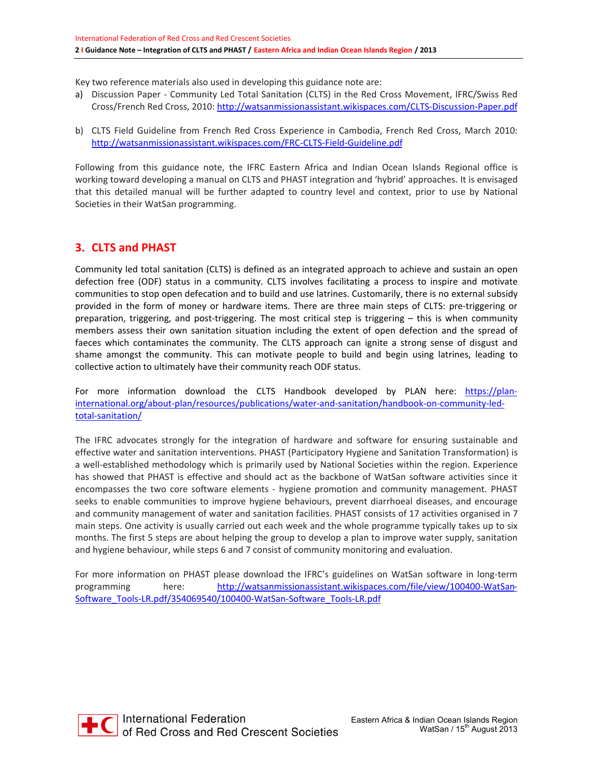Key two reference materials also used in developing this guidance note are:

a) Discussion Paper - Community Led Total Sanitation (CLTS) in the Red Cross Movement, IFRC/Swiss Red Cross/French Red Cross, 2010: http://watsanmissionassistant.wikispaces.com/CLTS-Discussion-Paper.pdf

b) CLTS Field Guideline from French Red Cross Experience in Cambodia, French Red Cross, March 2010: http://watsanmissionassistant.wikispaces.com/FRC-CLTS-Field-Guideline.pdf

Following from this guidance note, the IFRC Eastern Africa and Indian Ocean Islands Regional office is working toward developing a manual on CLTS and PHAST integration and 'hybrid' approaches. It is envisaged that this detailed manual will be further adapted to country level and context, prior to use by National Societies in their WatSan programming.

## 3. CLTS and PHAST

Community led total sanitation (CLTS) is defined as an integrated approach to achieve and sustain an open defection free (ODF) status in a community. CLTS involves facilitating a process to inspire and motivate communities to stop open defecation and to build and use latrines. Customarily, there is no external subsidy provided in the form of money or hardware items. There are three main steps of CLTS: pre-triggering or preparation, triggering, and post-triggering. The most critical step is triggering – this is when community members assess their own sanitation situation including the extent of open defection and the spread of faeces which contaminates the community. The CLTS approach can ignite a strong sense of disgust and shame amongst the community. This can motivate people to build and begin using latrines, leading to collective action to ultimately have their community reach ODF status.

For more information download the CLTS Handbook developed by PLAN here: https://plan-international.org/about-plan/resources/publications/water-and-sanitation/handbook-on-community-led-total-sanitation/

The IFRC advocates strongly for the integration of hardware and software for ensuring sustainable and effective water and sanitation interventions. PHAST (Participatory Hygiene and Sanitation Transformation) is a well-established methodology which is primarily used by National Societies within the region. Experience has showed that PHAST is effective and should act as the backbone of WatSan software activities since it encompasses the two core software elements - hygiene promotion and community management. PHAST seeks to enable communities to improve hygiene behaviours, prevent diarrhoeal diseases, and encourage and community management of water and sanitation facilities. PHAST consists of 17 activities organised in 7 main steps. One activity is usually carried out each week and the whole programme typically takes up to six months. The first 5 steps are about helping the group to develop a plan to improve water supply, sanitation and hygiene behaviour, while steps 6 and 7 consist of community monitoring and evaluation.

For more information on PHAST please download the IFRC's guidelines on WatSan software in long-term programming here: http://watsanmissionassistant.wikispaces.com/file/view/100400-WatSan-Software_Tools-LR.pdf/354069540/100400-WatSan-Software_Tools-LR.pdf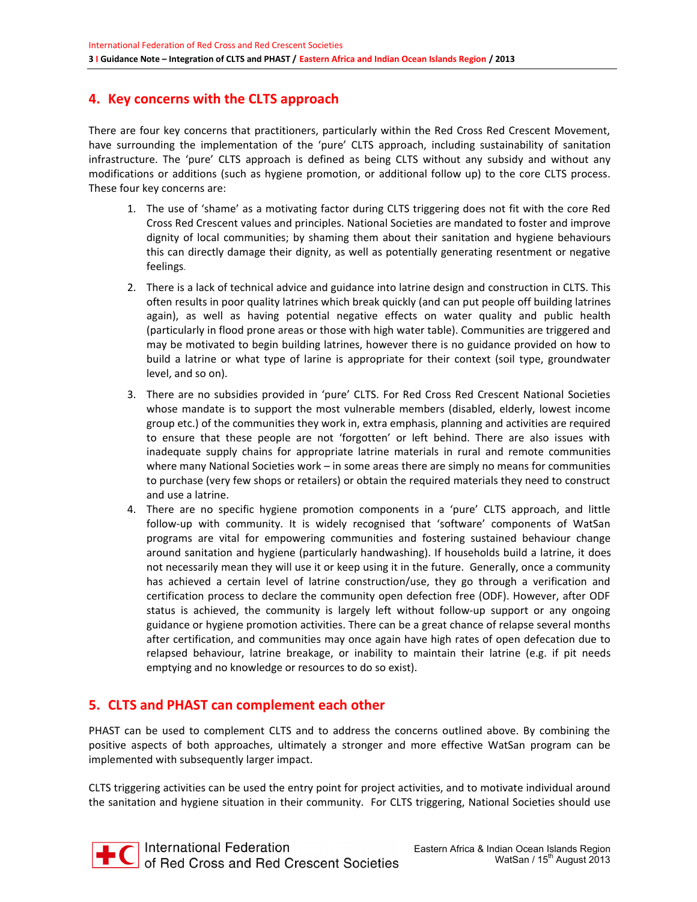## 4. Key concerns with the CLTS approach

There are four key concerns that practitioners, particularly within the Red Cross Red Crescent Movement, have surrounding the implementation of the 'pure' CLTS approach, including sustainability of sanitation infrastructure. The 'pure' CLTS approach is defined as being CLTS without any subsidy and without any modifications or additions (such as hygiene promotion, or additional follow up) to the core CLTS process. These four key concerns are:

1. The use of 'shame' as a motivating factor during CLTS triggering does not fit with the core Red Cross Red Crescent values and principles. National Societies are mandated to foster and improve dignity of local communities; by shaming them about their sanitation and hygiene behaviours this can directly damage their dignity, as well as potentially generating resentment or negative feelings.
2. There is a lack of technical advice and guidance into latrine design and construction in CLTS. This often results in poor quality latrines which break quickly (and can put people off building latrines again), as well as having potential negative effects on water quality and public health (particularly in flood prone areas or those with high water table). Communities are triggered and may be motivated to begin building latrines, however there is no guidance provided on how to build a latrine or what type of larine is appropriate for their context (soil type, groundwater level, and so on).
3. There are no subsidies provided in 'pure' CLTS. For Red Cross Red Crescent National Societies whose mandate is to support the most vulnerable members (disabled, elderly, lowest income group etc.) of the communities they work in, extra emphasis, planning and activities are required to ensure that these people are not 'forgotten' or left behind. There are also issues with inadequate supply chains for appropriate latrine materials in rural and remote communities where many National Societies work – in some areas there are simply no means for communities to purchase (very few shops or retailers) or obtain the required materials they need to construct and use a latrine.
4. There are no specific hygiene promotion components in a 'pure' CLTS approach, and little follow-up with community. It is widely recognised that 'software' components of WatSan programs are vital for empowering communities and fostering sustained behaviour change around sanitation and hygiene (particularly handwashing). If households build a latrine, it does not necessarily mean they will use it or keep using it in the future. Generally, once a community has achieved a certain level of latrine construction/use, they go through a verification and certification process to declare the community open defection free (ODF). However, after ODF status is achieved, the community is largely left without follow-up support or any ongoing guidance or hygiene promotion activities. There can be a great chance of relapse several months after certification, and communities may once again have high rates of open defecation due to relapsed behaviour, latrine breakage, or inability to maintain their latrine (e.g. if pit needs emptying and no knowledge or resources to do so exist).

## 5. CLTS and PHAST can complement each other

PHAST can be used to complement CLTS and to address the concerns outlined above. By combining the positive aspects of both approaches, ultimately a stronger and more effective WatSan program can be implemented with subsequently larger impact.

CLTS triggering activities can be used the entry point for project activities, and to motivate individual around the sanitation and hygiene situation in their community. For CLTS triggering, National Societies should use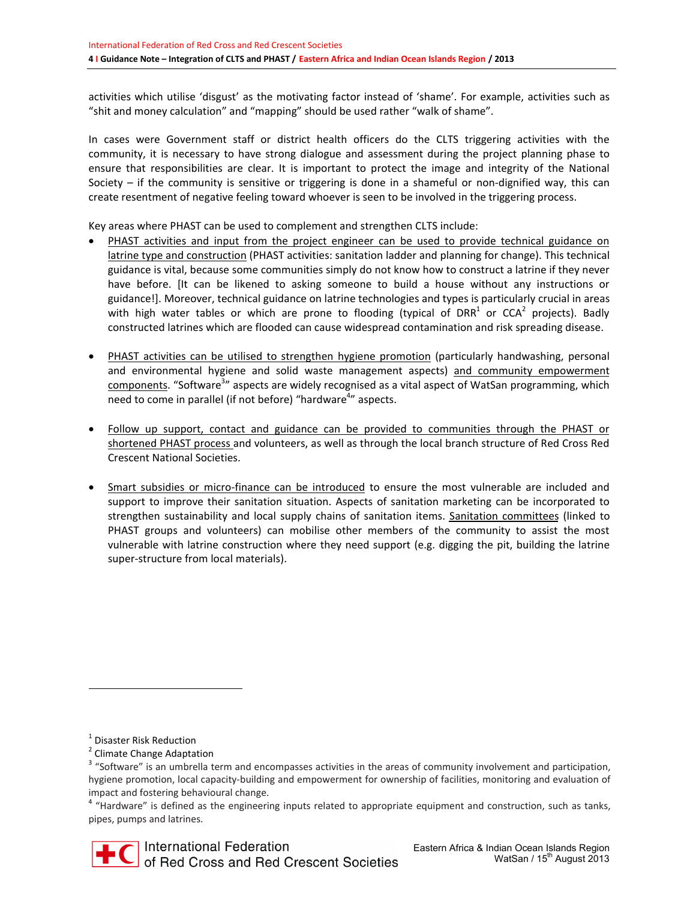activities which utilise 'disgust' as the motivating factor instead of 'shame'. For example, activities such as "shit and money calculation" and "mapping" should be used rather "walk of shame".

In cases were Government staff or district health officers do the CLTS triggering activities with the community, it is necessary to have strong dialogue and assessment during the project planning phase to ensure that responsibilities are clear. It is important to protect the image and integrity of the National Society – if the community is sensitive or triggering is done in a shameful or non-dignified way, this can create resentment of negative feeling toward whoever is seen to be involved in the triggering process.

Key areas where PHAST can be used to complement and strengthen CLTS include:

- PHAST activities and input from the project engineer can be used to provide technical guidance on latrine type and construction (PHAST activities: sanitation ladder and planning for change). This technical guidance is vital, because some communities simply do not know how to construct a latrine if they never have before. [It can be likened to asking someone to build a house without any instructions or guidance!]. Moreover, technical guidance on latrine technologies and types is particularly crucial in areas with high water tables or which are prone to flooding (typical of DRR[1] or CCA[2] projects). Badly constructed latrines which are flooded can cause widespread contamination and risk spreading disease.

- PHAST activities can be utilised to strengthen hygiene promotion (particularly handwashing, personal and environmental hygiene and solid waste management aspects) and community empowerment components. "Software[3]" aspects are widely recognised as a vital aspect of WatSan programming, which need to come in parallel (if not before) "hardware[4]" aspects.

- Follow up support, contact and guidance can be provided to communities through the PHAST or shortened PHAST process and volunteers, as well as through the local branch structure of Red Cross Red Crescent National Societies.

- Smart subsidies or micro-finance can be introduced to ensure the most vulnerable are included and support to improve their sanitation situation. Aspects of sanitation marketing can be incorporated to strengthen sustainability and local supply chains of sanitation items. Sanitation committees (linked to PHAST groups and volunteers) can mobilise other members of the community to assist the most vulnerable with latrine construction where they need support (e.g. digging the pit, building the latrine super-structure from local materials).

---

[1] Disaster Risk Reduction

[2] Climate Change Adaptation

[3] "Software" is an umbrella term and encompasses activities in the areas of community involvement and participation, hygiene promotion, local capacity-building and empowerment for ownership of facilities, monitoring and evaluation of impact and fostering behavioural change.

[4] "Hardware" is defined as the engineering inputs related to appropriate equipment and construction, such as tanks, pipes, pumps and latrines.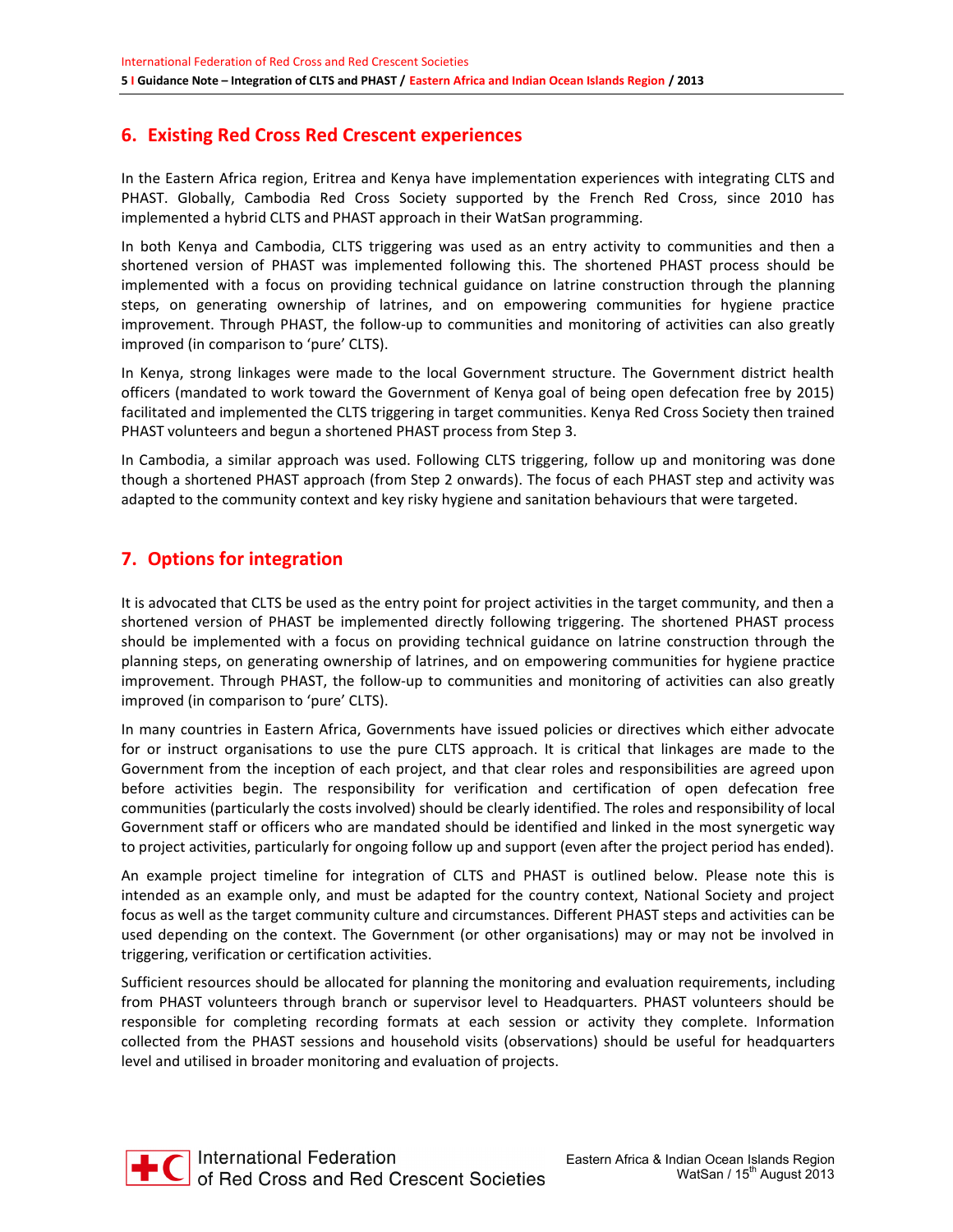## 6. Existing Red Cross Red Crescent experiences

In the Eastern Africa region, Eritrea and Kenya have implementation experiences with integrating CLTS and PHAST. Globally, Cambodia Red Cross Society supported by the French Red Cross, since 2010 has implemented a hybrid CLTS and PHAST approach in their WatSan programming.

In both Kenya and Cambodia, CLTS triggering was used as an entry activity to communities and then a shortened version of PHAST was implemented following this. The shortened PHAST process should be implemented with a focus on providing technical guidance on latrine construction through the planning steps, on generating ownership of latrines, and on empowering communities for hygiene practice improvement. Through PHAST, the follow-up to communities and monitoring of activities can also greatly improved (in comparison to 'pure' CLTS).

In Kenya, strong linkages were made to the local Government structure. The Government district health officers (mandated to work toward the Government of Kenya goal of being open defecation free by 2015) facilitated and implemented the CLTS triggering in target communities. Kenya Red Cross Society then trained PHAST volunteers and begun a shortened PHAST process from Step 3.

In Cambodia, a similar approach was used. Following CLTS triggering, follow up and monitoring was done though a shortened PHAST approach (from Step 2 onwards). The focus of each PHAST step and activity was adapted to the community context and key risky hygiene and sanitation behaviours that were targeted.

## 7. Options for integration

It is advocated that CLTS be used as the entry point for project activities in the target community, and then a shortened version of PHAST be implemented directly following triggering. The shortened PHAST process should be implemented with a focus on providing technical guidance on latrine construction through the planning steps, on generating ownership of latrines, and on empowering communities for hygiene practice improvement. Through PHAST, the follow-up to communities and monitoring of activities can also greatly improved (in comparison to 'pure' CLTS).

In many countries in Eastern Africa, Governments have issued policies or directives which either advocate for or instruct organisations to use the pure CLTS approach. It is critical that linkages are made to the Government from the inception of each project, and that clear roles and responsibilities are agreed upon before activities begin. The responsibility for verification and certification of open defecation free communities (particularly the costs involved) should be clearly identified. The roles and responsibility of local Government staff or officers who are mandated should be identified and linked in the most synergetic way to project activities, particularly for ongoing follow up and support (even after the project period has ended).

An example project timeline for integration of CLTS and PHAST is outlined below. Please note this is intended as an example only, and must be adapted for the country context, National Society and project focus as well as the target community culture and circumstances. Different PHAST steps and activities can be used depending on the context. The Government (or other organisations) may or may not be involved in triggering, verification or certification activities.

Sufficient resources should be allocated for planning the monitoring and evaluation requirements, including from PHAST volunteers through branch or supervisor level to Headquarters. PHAST volunteers should be responsible for completing recording formats at each session or activity they complete. Information collected from the PHAST sessions and household visits (observations) should be useful for headquarters level and utilised in broader monitoring and evaluation of projects.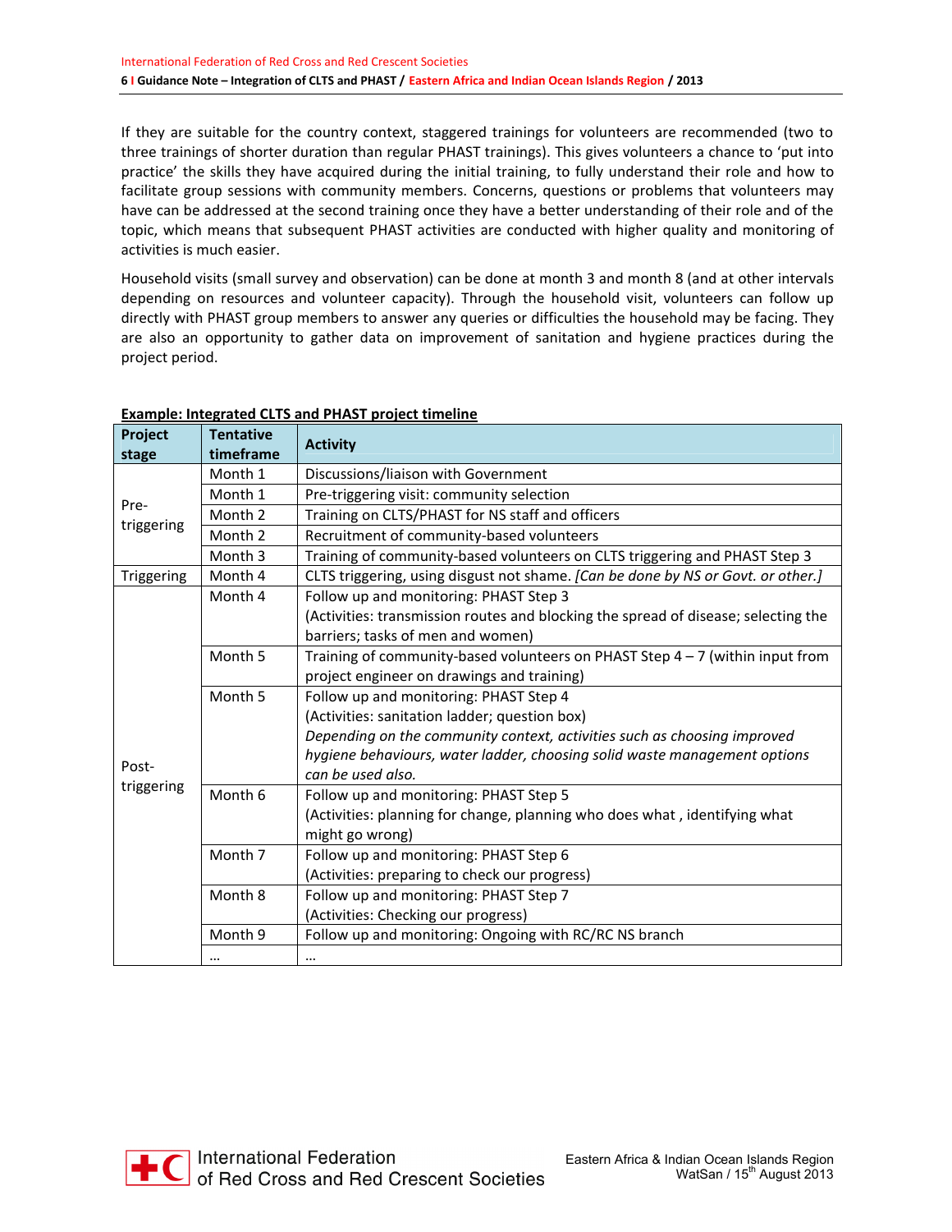If they are suitable for the country context, staggered trainings for volunteers are recommended (two to three trainings of shorter duration than regular PHAST trainings). This gives volunteers a chance to 'put into practice' the skills they have acquired during the initial training, to fully understand their role and how to facilitate group sessions with community members. Concerns, questions or problems that volunteers may have can be addressed at the second training once they have a better understanding of their role and of the topic, which means that subsequent PHAST activities are conducted with higher quality and monitoring of activities is much easier.

Household visits (small survey and observation) can be done at month 3 and month 8 (and at other intervals depending on resources and volunteer capacity). Through the household visit, volunteers can follow up directly with PHAST group members to answer any queries or difficulties the household may be facing. They are also an opportunity to gather data on improvement of sanitation and hygiene practices during the project period.

**Example: Integrated CLTS and PHAST project timeline**

| Project stage | Tentative timeframe | Activity |
|---|---|---|
| Pre-triggering | Month 1 | Discussions/liaison with Government |
| | Month 1 | Pre-triggering visit: community selection |
| | Month 2 | Training on CLTS/PHAST for NS staff and officers |
| | Month 2 | Recruitment of community-based volunteers |
| | Month 3 | Training of community-based volunteers on CLTS triggering and PHAST Step 3 |
| Triggering | Month 4 | CLTS triggering, using disgust not shame. *[Can be done by NS or Govt. or other.]* |
| Post-triggering | Month 4 | Follow up and monitoring: PHAST Step 3<br>(Activities: transmission routes and blocking the spread of disease; selecting the barriers; tasks of men and women) |
| | Month 5 | Training of community-based volunteers on PHAST Step 4 – 7 (within input from project engineer on drawings and training) |
| | Month 5 | Follow up and monitoring: PHAST Step 4<br>(Activities: sanitation ladder; question box)<br>*Depending on the community context, activities such as choosing improved hygiene behaviours, water ladder, choosing solid waste management options can be used also.* |
| | Month 6 | Follow up and monitoring: PHAST Step 5<br>(Activities: planning for change, planning who does what , identifying what might go wrong) |
| | Month 7 | Follow up and monitoring: PHAST Step 6<br>(Activities: preparing to check our progress) |
| | Month 8 | Follow up and monitoring: PHAST Step 7<br>(Activities: Checking our progress) |
| | Month 9 | Follow up and monitoring: Ongoing with RC/RC NS branch |
| | … | … |